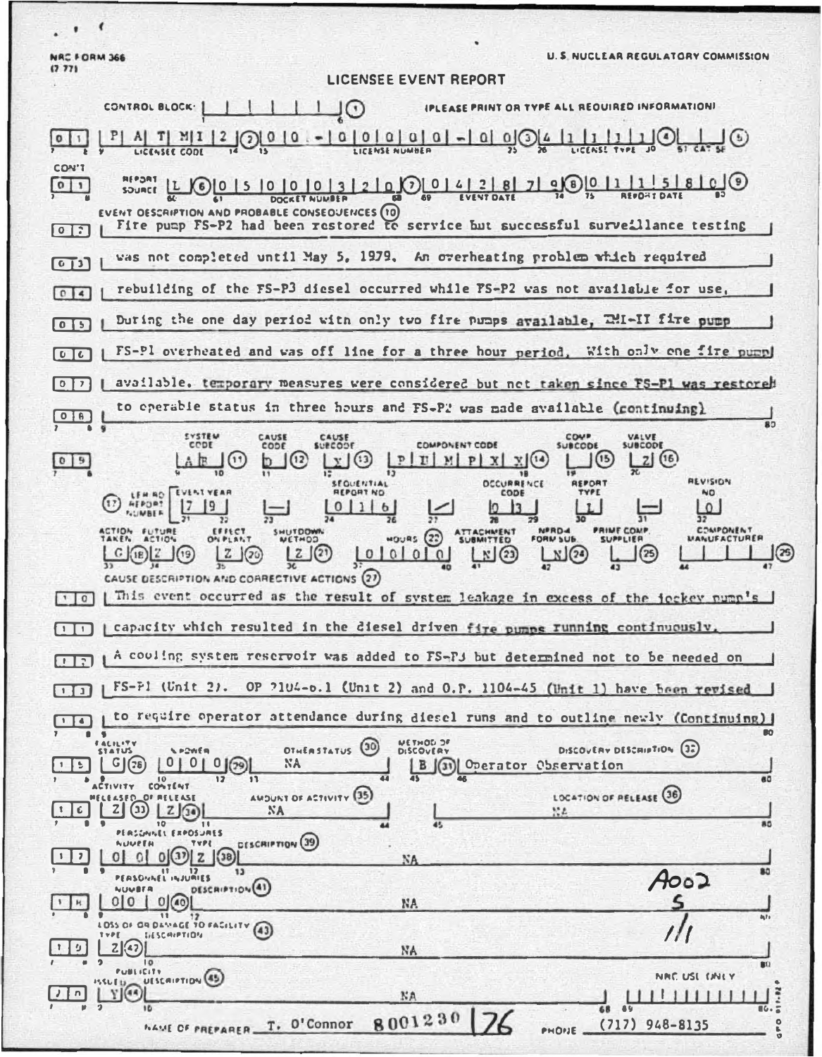NRC FORM 366
(7 77)

U. S. NUCLEAR REGULATORY COMMISSION

# LICENSEE EVENT REPORT

CONTROL BLOCK: | | | | | | | (1) (PLEASE PRINT OR TYPE ALL REQUIRED INFORMATION)

| 0 | 1 | P A T M I 2 (2) 0 0 - 0 0 0 0 0 0 - 0 0 (3) 4 1 1 1 1 (4) | | (5)

LICENSEE CODE — LICENSE NUMBER — LICENSE TYPE — CAT 58

CON'T

| 0 | 1 | REPORT SOURCE L (6) 0 5 0 0 0 3 2 0 (7) 0 4 2 8 7 9 (8) 0 1 1 5 8 0 (9)

DOCKET NUMBER — EVENT DATE — REPORT DATE

EVENT DESCRIPTION AND PROBABLE CONSEQUENCES (10)

| 0 | 2 | Fire pump FS-P2 had been restored to service but successful surveillance testing
| 0 | 3 | was not completed until May 5, 1979. An overheating problem which required
| 0 | 4 | rebuilding of the FS-P3 diesel occurred while FS-P2 was not available for use.
| 0 | 5 | During the one day period with only two fire pumps available, TMI-II fire pump
| 0 | 6 | FS-P1 overheated and was off line for a three hour period. With only one fire pump
| 0 | 7 | available, temporary measures were considered but not taken since FS-P1 was restored
| 0 | 8 | to operable status in three hours and FS-P2 was made available (continuing)

| 0 | 9 | SYSTEM CODE: A F (11) CAUSE CODE: b (12) CAUSE SUBCODE: X (13) COMPONENT CODE: P U M P X X (14) COMP SUBCODE: _ (15) VALVE SUBCODE: Z (16)

(17) LER/RO REPORT NUMBER: EVENT YEAR: 7 9 — SEQUENTIAL REPORT NO: 0 1 6 / OCCURRENCE CODE: 0 3 REPORT TYPE: L — REVISION NO: 0

ACTION TAKEN: G (18) FUTURE ACTION: Z (19) EFFECT ON PLANT: Z (20) SHUTDOWN METHOD: Z (21) HOURS (22): 0 0 0 0 ATTACHMENT SUBMITTED: N (23) NPRD-4 FORM SUB.: N (24) PRIME COMP. SUPPLIER: _ (25) COMPONENT MANUFACTURER: _ _ _ _ (26)

CAUSE DESCRIPTION AND CORRECTIVE ACTIONS (27)

| 1 | 0 | This event occurred as the result of system leakage in excess of the jockey pump's
| 1 | 1 | capacity which resulted in the diesel driven fire pumps running continuously.
| 1 | 2 | A cooling system reservoir was added to FS-P3 but determined not to be needed on
| 1 | 3 | FS-P1 (Unit 2). OP 2104-6.1 (Unit 2) and O.P. 1104-45 (Unit 1) have been revised
| 1 | 4 | to require operator attendance during diesel runs and to outline newly (Continuing)

| 1 | 5 | FACILITY STATUS: G (28) % POWER: 0 0 0 (29) OTHER STATUS (30): NA METHOD OF DISCOVERY: B (31) DISCOVERY DESCRIPTION (32): Operator Observation

| 1 | 6 | ACTIVITY CONTENT — RELEASED OF RELEASE: Z (33) Z (34) AMOUNT OF ACTIVITY (35): NA LOCATION OF RELEASE (36): NA

| 1 | 7 | PERSONNEL EXPOSURES — NUMBER: 0 0 0 (37) TYPE: Z (38) DESCRIPTION (39): NA

| 1 | 8 | PERSONNEL INJURIES — NUMBER: 0 0 0 (40) DESCRIPTION (41): NA

| 1 | 9 | LOSS OF OR DAMAGE TO FACILITY (43) — TYPE: Z (42) DESCRIPTION: NA

| 2 | 0 | PUBLICITY — ISSUED: Y (44) DESCRIPTION (45): NA

NRC USE ONLY

A002
S
1/1

NAME OF PREPARER T. O'Connor 8001230 76 PHONE (717) 948-8135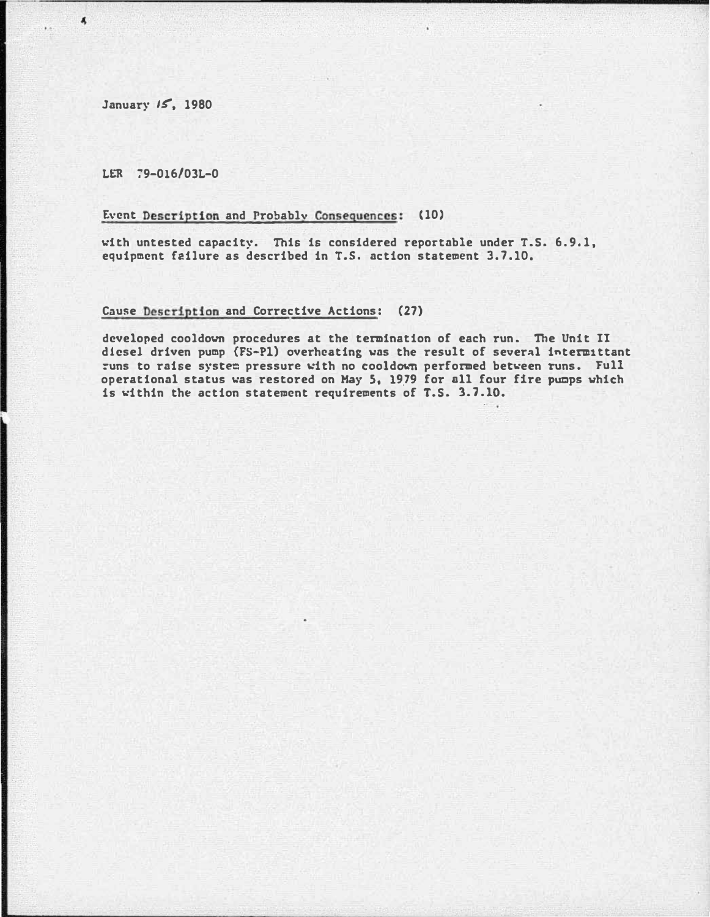January 15, 1980

LER 79-016/03L-0

Event Description and Probably Consequences: (10)

with untested capacity. This is considered reportable under T.S. 6.9.1, equipment failure as described in T.S. action statement 3.7.10.

Cause Description and Corrective Actions: (27)

developed cooldown procedures at the termination of each run. The Unit II diesel driven pump (FS-P1) overheating was the result of several intermittant runs to raise system pressure with no cooldown performed between runs. Full operational status was restored on May 5, 1979 for all four fire pumps which is within the action statement requirements of T.S. 3.7.10.